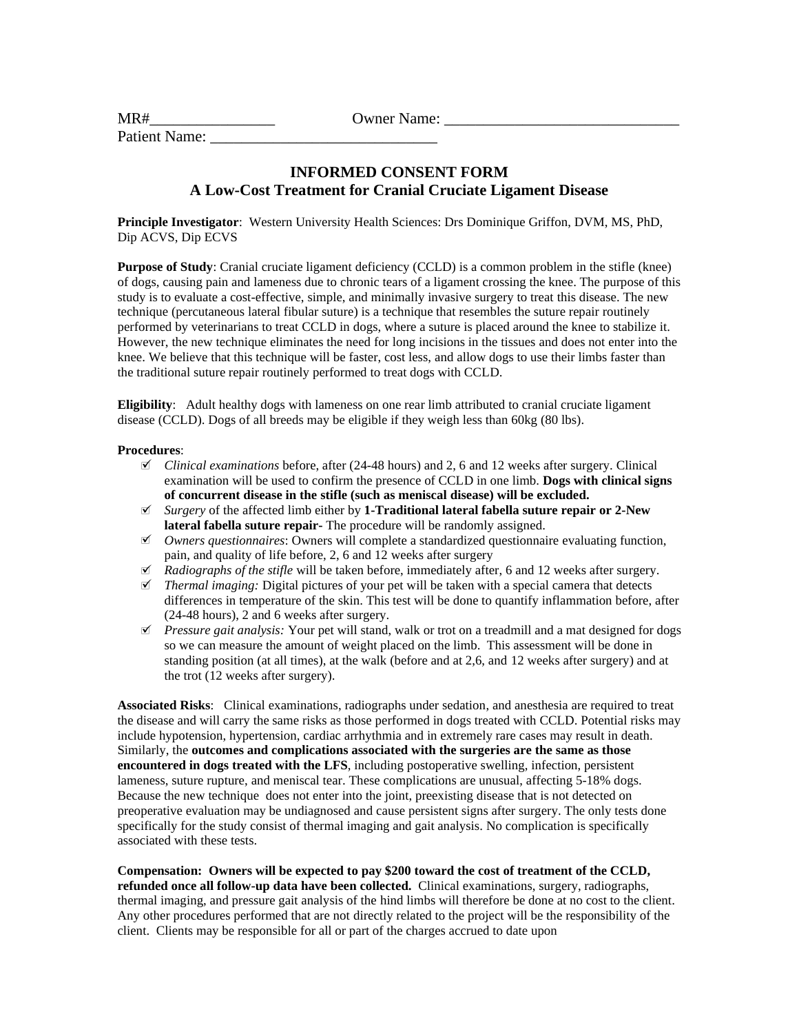MR#________________ Owner Name: ______________________________

Patient Name: _____________________________

# INFORMED CONSENT FORM
## A Low-Cost Treatment for Cranial Cruciate Ligament Disease

**Principle Investigator**: Western University Health Sciences: Drs Dominique Griffon, DVM, MS, PhD, Dip ACVS, Dip ECVS

**Purpose of Study**: Cranial cruciate ligament deficiency (CCLD) is a common problem in the stifle (knee) of dogs, causing pain and lameness due to chronic tears of a ligament crossing the knee. The purpose of this study is to evaluate a cost-effective, simple, and minimally invasive surgery to treat this disease. The new technique (percutaneous lateral fibular suture) is a technique that resembles the suture repair routinely performed by veterinarians to treat CCLD in dogs, where a suture is placed around the knee to stabilize it. However, the new technique eliminates the need for long incisions in the tissues and does not enter into the knee. We believe that this technique will be faster, cost less, and allow dogs to use their limbs faster than the traditional suture repair routinely performed to treat dogs with CCLD.

**Eligibility**: Adult healthy dogs with lameness on one rear limb attributed to cranial cruciate ligament disease (CCLD). Dogs of all breeds may be eligible if they weigh less than 60kg (80 lbs).

**Procedures**:

- ☑ *Clinical examinations* before, after (24-48 hours) and 2, 6 and 12 weeks after surgery. Clinical examination will be used to confirm the presence of CCLD in one limb. **Dogs with clinical signs of concurrent disease in the stifle (such as meniscal disease) will be excluded.**
- ☑ *Surgery* of the affected limb either by **1-Traditional lateral fabella suture repair or 2-New lateral fabella suture repair-** The procedure will be randomly assigned.
- ☑ *Owners questionnaires*: Owners will complete a standardized questionnaire evaluating function, pain, and quality of life before, 2, 6 and 12 weeks after surgery
- ☑ *Radiographs of the stifle* will be taken before, immediately after, 6 and 12 weeks after surgery.
- ☑ *Thermal imaging:* Digital pictures of your pet will be taken with a special camera that detects differences in temperature of the skin. This test will be done to quantify inflammation before, after (24-48 hours), 2 and 6 weeks after surgery.
- ☑ *Pressure gait analysis:* Your pet will stand, walk or trot on a treadmill and a mat designed for dogs so we can measure the amount of weight placed on the limb. This assessment will be done in standing position (at all times), at the walk (before and at 2,6, and 12 weeks after surgery) and at the trot (12 weeks after surgery).

**Associated Risks**: Clinical examinations, radiographs under sedation, and anesthesia are required to treat the disease and will carry the same risks as those performed in dogs treated with CCLD. Potential risks may include hypotension, hypertension, cardiac arrhythmia and in extremely rare cases may result in death. Similarly, the **outcomes and complications associated with the surgeries are the same as those encountered in dogs treated with the LFS**, including postoperative swelling, infection, persistent lameness, suture rupture, and meniscal tear. These complications are unusual, affecting 5-18% dogs. Because the new technique does not enter into the joint, preexisting disease that is not detected on preoperative evaluation may be undiagnosed and cause persistent signs after surgery. The only tests done specifically for the study consist of thermal imaging and gait analysis. No complication is specifically associated with these tests.

**Compensation: Owners will be expected to pay $200 toward the cost of treatment of the CCLD, refunded once all follow-up data have been collected.** Clinical examinations, surgery, radiographs, thermal imaging, and pressure gait analysis of the hind limbs will therefore be done at no cost to the client. Any other procedures performed that are not directly related to the project will be the responsibility of the client. Clients may be responsible for all or part of the charges accrued to date upon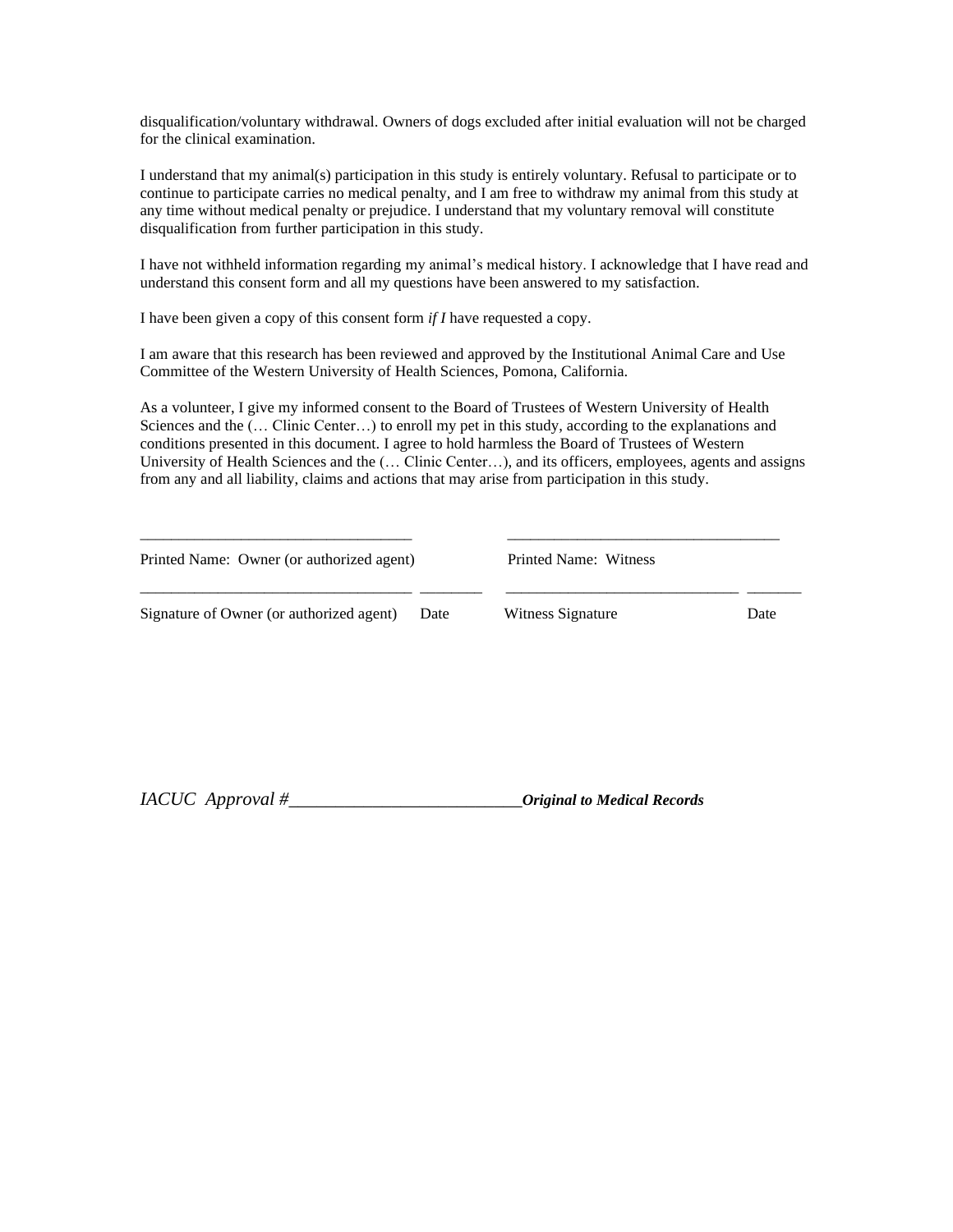disqualification/voluntary withdrawal. Owners of dogs excluded after initial evaluation will not be charged for the clinical examination.

I understand that my animal(s) participation in this study is entirely voluntary. Refusal to participate or to continue to participate carries no medical penalty, and I am free to withdraw my animal from this study at any time without medical penalty or prejudice. I understand that my voluntary removal will constitute disqualification from further participation in this study.

I have not withheld information regarding my animal's medical history. I acknowledge that I have read and understand this consent form and all my questions have been answered to my satisfaction.

I have been given a copy of this consent form *if I* have requested a copy.

I am aware that this research has been reviewed and approved by the Institutional Animal Care and Use Committee of the Western University of Health Sciences, Pomona, California.

As a volunteer, I give my informed consent to the Board of Trustees of Western University of Health Sciences and the (… Clinic Center…) to enroll my pet in this study, according to the explanations and conditions presented in this document. I agree to hold harmless the Board of Trustees of Western University of Health Sciences and the (… Clinic Center…), and its officers, employees, agents and assigns from any and all liability, claims and actions that may arise from participation in this study.

| | | | |
|---|---|---|---|
| __________________________________ | | __________________________________ | |
| Printed Name: Owner (or authorized agent) | | Printed Name: Witness | |
| __________________________________ | ________ | ______________________________ | _______ |
| Signature of Owner (or authorized agent) | Date | Witness Signature | Date |

*IACUC Approval #*__________________________ ***Original to Medical Records***